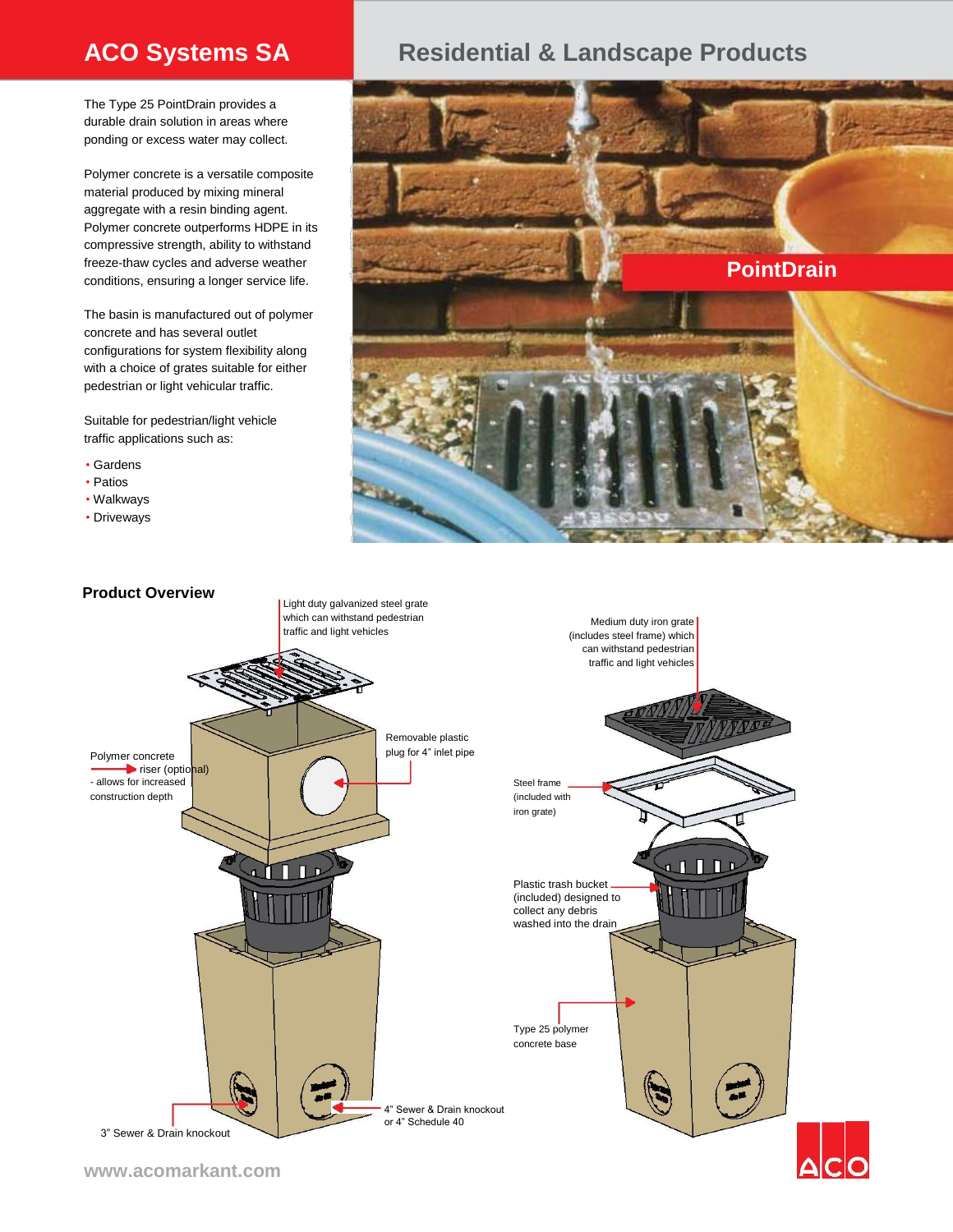# ACO Systems SA

## Residential & Landscape Products

The Type 25 PointDrain provides a durable drain solution in areas where ponding or excess water may collect.

Polymer concrete is a versatile composite material produced by mixing mineral aggregate with a resin binding agent. Polymer concrete outperforms HDPE in its compressive strength, ability to withstand freeze-thaw cycles and adverse weather conditions, ensuring a longer service life.

The basin is manufactured out of polymer concrete and has several outlet configurations for system flexibility along with a choice of grates suitable for either pedestrian or light vehicular traffic.

Suitable for pedestrian/light vehicle traffic applications such as:

- Gardens
- Patios
- Walkways
- Driveways

PointDrain

### Product Overview

Light duty galvanized steel grate which can withstand pedestrian traffic and light vehicles

Polymer concrete riser (optional) - allows for increased construction depth

Removable plastic plug for 4" inlet pipe

3" Sewer & Drain knockout

4" Sewer & Drain knockout or 4" Schedule 40

Medium duty iron grate (includes steel frame) which can withstand pedestrian traffic and light vehicles

Steel frame (included with iron grate)

Plastic trash bucket (included) designed to collect any debris washed into the drain

Type 25 polymer concrete base

www.acomarkant.com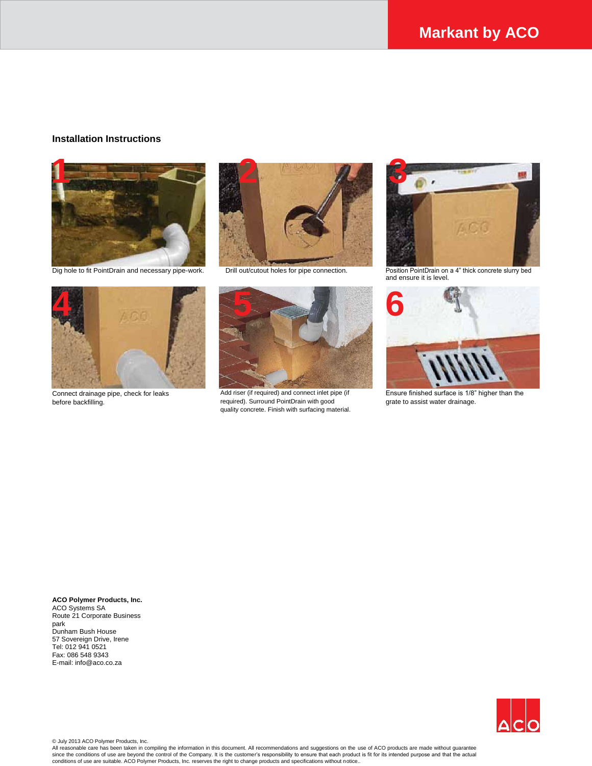## Installation Instructions

1

Dig hole to fit PointDrain and necessary pipe-work.

2

Drill out/cutout holes for pipe connection.

3

Position PointDrain on a 4" thick concrete slurry bed and ensure it is level.

4

Connect drainage pipe, check for leaks before backfilling.

5

Add riser (if required) and connect inlet pipe (if required). Surround PointDrain with good quality concrete. Finish with surfacing material.

6

Ensure finished surface is 1/8" higher than the grate to assist water drainage.

**ACO Polymer Products, Inc.**
ACO Systems SA
Route 21 Corporate Business park
Dunham Bush House
57 Sovereign Drive, Irene
Tel: 012 941 0521
Fax: 086 548 9343
E-mail: info@aco.co.za

© July 2013 ACO Polymer Products, Inc.
All reasonable care has been taken in compiling the information in this document. All recommendations and suggestions on the use of ACO products are made without guarantee since the conditions of use are beyond the control of the Company. It is the customer's responsibility to ensure that each product is fit for its intended purpose and that the actual conditions of use are suitable. ACO Polymer Products, Inc. reserves the right to change products and specifications without notice..